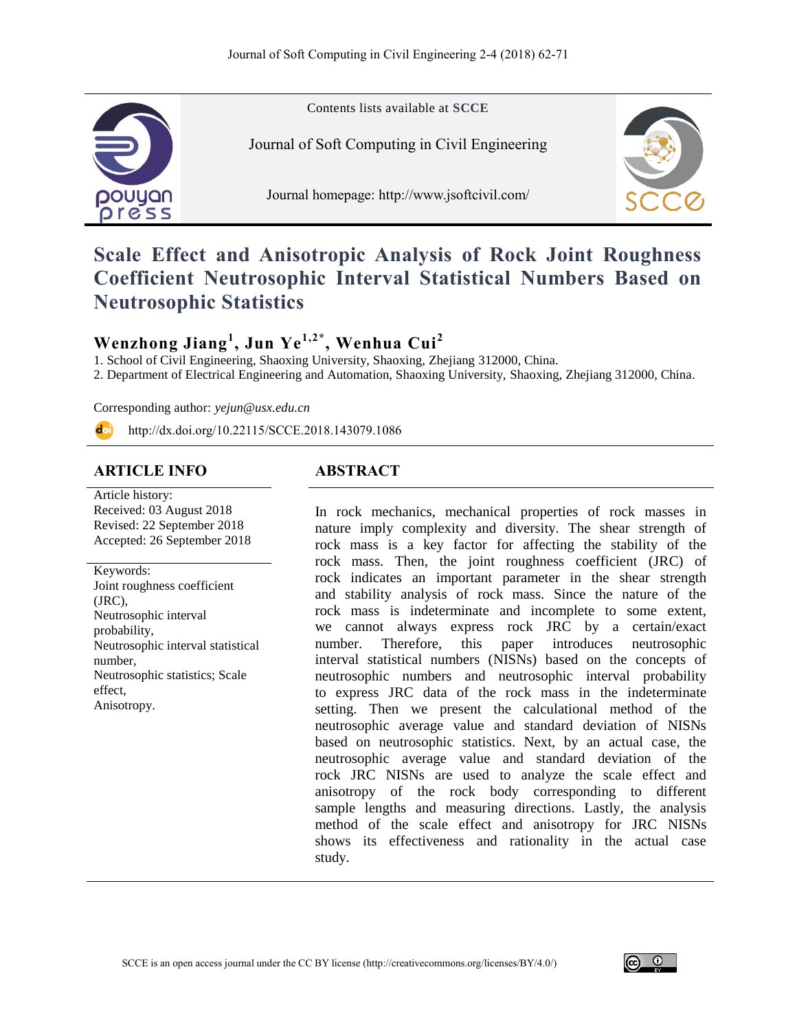Contents lists available at **SCCE**

Journal of Soft Computing in Civil Engineering

Journal homepage: http://www.jsoftcivil.com/

# Scale Effect and Anisotropic Analysis of Rock Joint Roughness Coefficient Neutrosophic Interval Statistical Numbers Based on Neutrosophic Statistics

**Wenzhong Jiang[1], Jun Ye[1,2*], Wenhua Cui[2]**

1. School of Civil Engineering, Shaoxing University, Shaoxing, Zhejiang 312000, China.
2. Department of Electrical Engineering and Automation, Shaoxing University, Shaoxing, Zhejiang 312000, China.

Corresponding author: *yejun@usx.edu.cn*

http://dx.doi.org/10.22115/SCCE.2018.143079.1086

## ARTICLE INFO

Article history:
Received: 03 August 2018
Revised: 22 September 2018
Accepted: 26 September 2018

Keywords:
Joint roughness coefficient (JRC),
Neutrosophic interval probability,
Neutrosophic interval statistical number,
Neutrosophic statistics; Scale effect,
Anisotropy.

## ABSTRACT

In rock mechanics, mechanical properties of rock masses in nature imply complexity and diversity. The shear strength of rock mass is a key factor for affecting the stability of the rock mass. Then, the joint roughness coefficient (JRC) of rock indicates an important parameter in the shear strength and stability analysis of rock mass. Since the nature of the rock mass is indeterminate and incomplete to some extent, we cannot always express rock JRC by a certain/exact number. Therefore, this paper introduces neutrosophic interval statistical numbers (NISNs) based on the concepts of neutrosophic numbers and neutrosophic interval probability to express JRC data of the rock mass in the indeterminate setting. Then we present the calculational method of the neutrosophic average value and standard deviation of NISNs based on neutrosophic statistics. Next, by an actual case, the neutrosophic average value and standard deviation of the rock JRC NISNs are used to analyze the scale effect and anisotropy of the rock body corresponding to different sample lengths and measuring directions. Lastly, the analysis method of the scale effect and anisotropy for JRC NISNs shows its effectiveness and rationality in the actual case study.

SCCE is an open access journal under the CC BY license (http://creativecommons.org/licenses/BY/4.0/)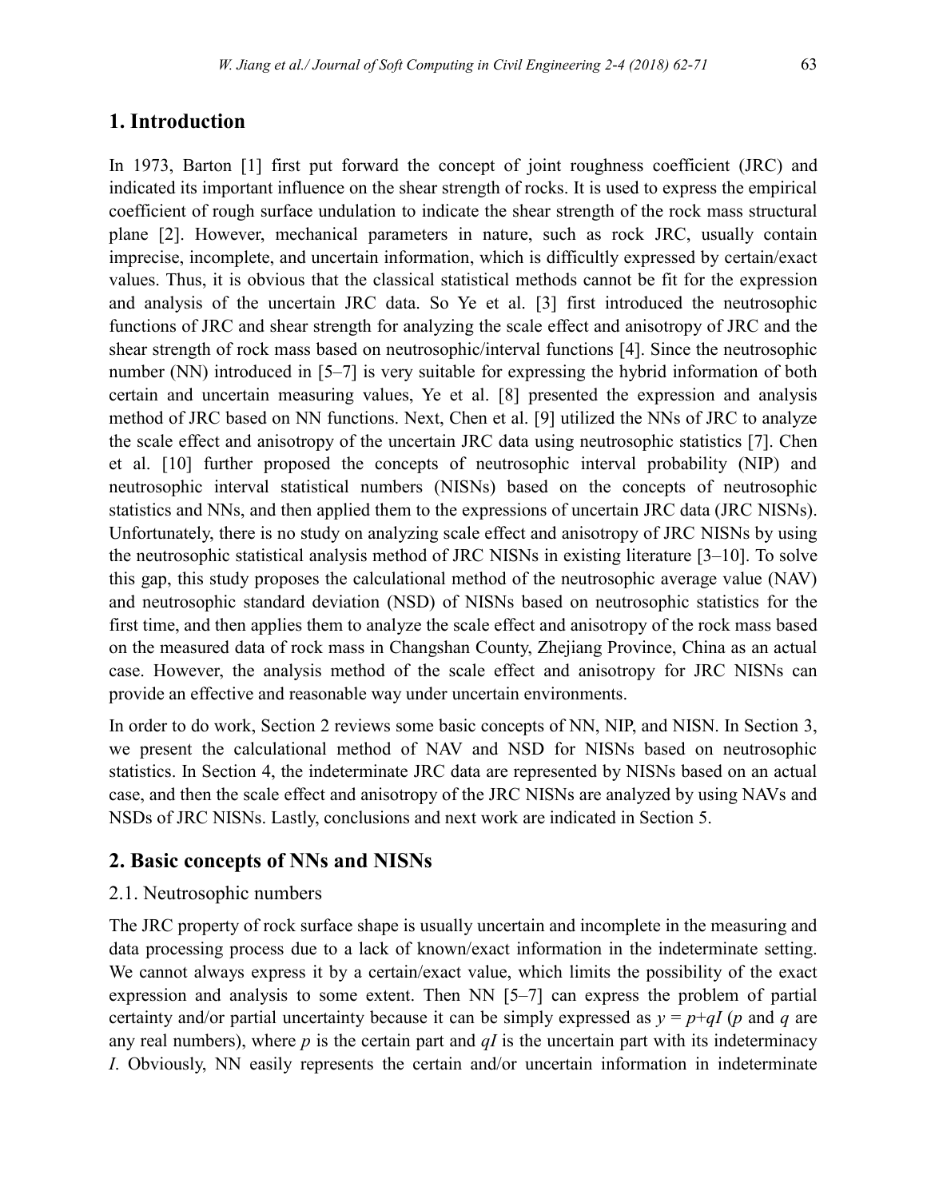## 1. Introduction

In 1973, Barton [1] first put forward the concept of joint roughness coefficient (JRC) and indicated its important influence on the shear strength of rocks. It is used to express the empirical coefficient of rough surface undulation to indicate the shear strength of the rock mass structural plane [2]. However, mechanical parameters in nature, such as rock JRC, usually contain imprecise, incomplete, and uncertain information, which is difficultly expressed by certain/exact values. Thus, it is obvious that the classical statistical methods cannot be fit for the expression and analysis of the uncertain JRC data. So Ye et al. [3] first introduced the neutrosophic functions of JRC and shear strength for analyzing the scale effect and anisotropy of JRC and the shear strength of rock mass based on neutrosophic/interval functions [4]. Since the neutrosophic number (NN) introduced in [5–7] is very suitable for expressing the hybrid information of both certain and uncertain measuring values, Ye et al. [8] presented the expression and analysis method of JRC based on NN functions. Next, Chen et al. [9] utilized the NNs of JRC to analyze the scale effect and anisotropy of the uncertain JRC data using neutrosophic statistics [7]. Chen et al. [10] further proposed the concepts of neutrosophic interval probability (NIP) and neutrosophic interval statistical numbers (NISNs) based on the concepts of neutrosophic statistics and NNs, and then applied them to the expressions of uncertain JRC data (JRC NISNs). Unfortunately, there is no study on analyzing scale effect and anisotropy of JRC NISNs by using the neutrosophic statistical analysis method of JRC NISNs in existing literature [3–10]. To solve this gap, this study proposes the calculational method of the neutrosophic average value (NAV) and neutrosophic standard deviation (NSD) of NISNs based on neutrosophic statistics for the first time, and then applies them to analyze the scale effect and anisotropy of the rock mass based on the measured data of rock mass in Changshan County, Zhejiang Province, China as an actual case. However, the analysis method of the scale effect and anisotropy for JRC NISNs can provide an effective and reasonable way under uncertain environments.

In order to do work, Section 2 reviews some basic concepts of NN, NIP, and NISN. In Section 3, we present the calculational method of NAV and NSD for NISNs based on neutrosophic statistics. In Section 4, the indeterminate JRC data are represented by NISNs based on an actual case, and then the scale effect and anisotropy of the JRC NISNs are analyzed by using NAVs and NSDs of JRC NISNs. Lastly, conclusions and next work are indicated in Section 5.

## 2. Basic concepts of NNs and NISNs

### 2.1. Neutrosophic numbers

The JRC property of rock surface shape is usually uncertain and incomplete in the measuring and data processing process due to a lack of known/exact information in the indeterminate setting. We cannot always express it by a certain/exact value, which limits the possibility of the exact expression and analysis to some extent. Then NN [5–7] can express the problem of partial certainty and/or partial uncertainty because it can be simply expressed as $y = p+qI$ ($p$ and $q$ are any real numbers), where $p$ is the certain part and $qI$ is the uncertain part with its indeterminacy $I$. Obviously, NN easily represents the certain and/or uncertain information in indeterminate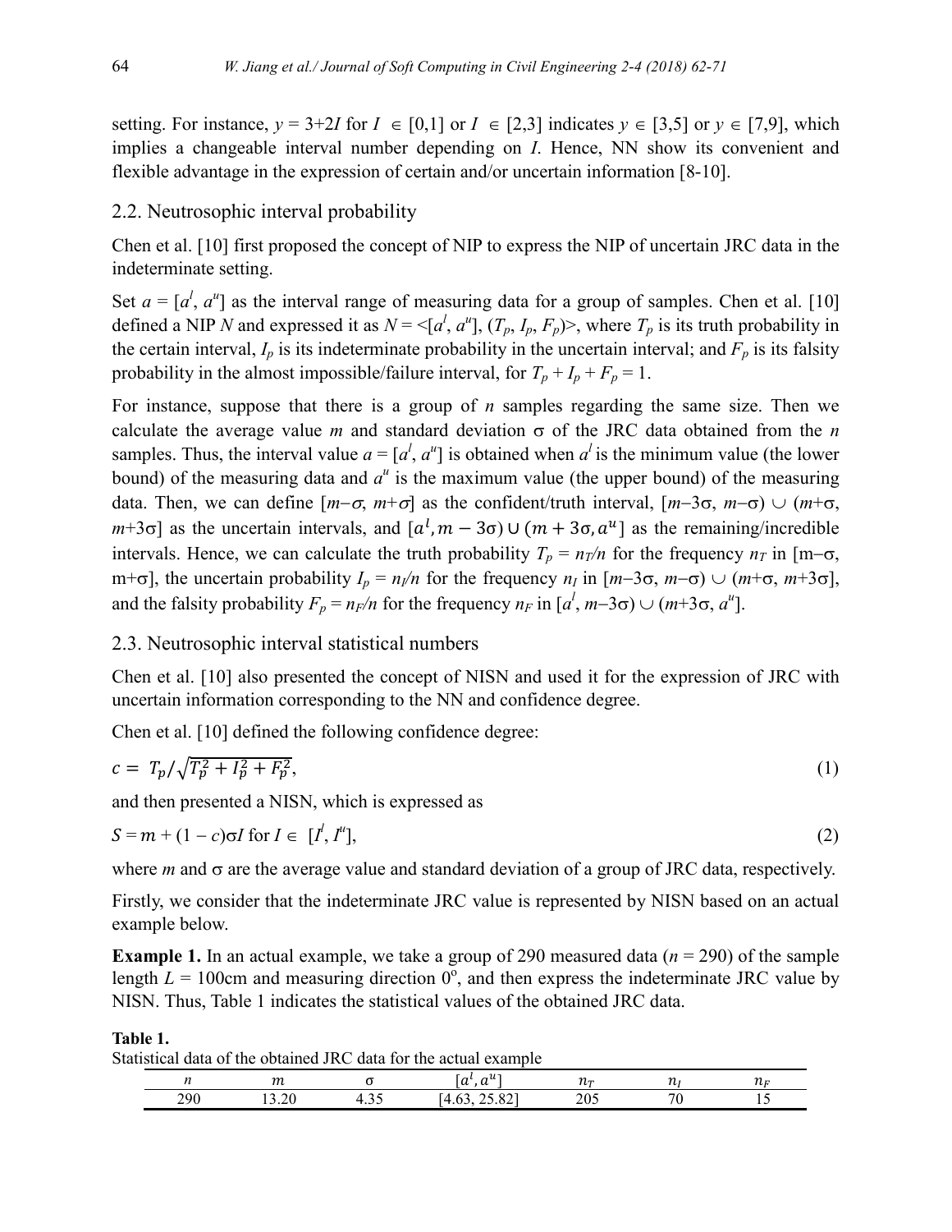setting. For instance, $y = 3+2I$ for $I \in [0,1]$ or $I \in [2,3]$ indicates $y \in [3,5]$ or $y \in [7,9]$, which implies a changeable interval number depending on $I$. Hence, NN show its convenient and flexible advantage in the expression of certain and/or uncertain information [8-10].

## 2.2. Neutrosophic interval probability

Chen et al. [10] first proposed the concept of NIP to express the NIP of uncertain JRC data in the indeterminate setting.

Set $a = [a^l, a^u]$ as the interval range of measuring data for a group of samples. Chen et al. [10] defined a NIP $N$ and expressed it as $N = \langle [a^l, a^u], (T_p, I_p, F_p) \rangle$, where $T_p$ is its truth probability in the certain interval, $I_p$ is its indeterminate probability in the uncertain interval; and $F_p$ is its falsity probability in the almost impossible/failure interval, for $T_p + I_p + F_p = 1$.

For instance, suppose that there is a group of $n$ samples regarding the same size. Then we calculate the average value $m$ and standard deviation $\sigma$ of the JRC data obtained from the $n$ samples. Thus, the interval value $a = [a^l, a^u]$ is obtained when $a^l$ is the minimum value (the lower bound) of the measuring data and $a^u$ is the maximum value (the upper bound) of the measuring data. Then, we can define $[m-\sigma, m+\sigma]$ as the confident/truth interval, $[m-3\sigma, m-\sigma) \cup (m+\sigma, m+3\sigma]$ as the uncertain intervals, and $[a^l, m-3\sigma) \cup (m+3\sigma, a^u]$ as the remaining/incredible intervals. Hence, we can calculate the truth probability $T_p = n_T/n$ for the frequency $n_T$ in $[m-\sigma, m+\sigma]$, the uncertain probability $I_p = n_I/n$ for the frequency $n_I$ in $[m-3\sigma, m-\sigma) \cup (m+\sigma, m+3\sigma]$, and the falsity probability $F_p = n_F/n$ for the frequency $n_F$ in $[a^l, m-3\sigma) \cup (m+3\sigma, a^u]$.

## 2.3. Neutrosophic interval statistical numbers

Chen et al. [10] also presented the concept of NISN and used it for the expression of JRC with uncertain information corresponding to the NN and confidence degree.

Chen et al. [10] defined the following confidence degree:

$$c = T_p / \sqrt{T_p^2 + I_p^2 + F_p^2}, \tag{1}$$

and then presented a NISN, which is expressed as

$$S = m + (1 - c)\sigma I \text{ for } I \in [I^l, I^u], \tag{2}$$

where $m$ and $\sigma$ are the average value and standard deviation of a group of JRC data, respectively.

Firstly, we consider that the indeterminate JRC value is represented by NISN based on an actual example below.

**Example 1.** In an actual example, we take a group of 290 measured data ($n = 290$) of the sample length $L = 100$cm and measuring direction 0°, and then express the indeterminate JRC value by NISN. Thus, Table 1 indicates the statistical values of the obtained JRC data.

**Table 1.**
Statistical data of the obtained JRC data for the actual example

| $n$ | $m$ | $\sigma$ | $[a^l, a^u]$ | $n_T$ | $n_I$ | $n_F$ |
|---|---|---|---|---|---|---|
| 290 | 13.20 | 4.35 | [4.63, 25.82] | 205 | 70 | 15 |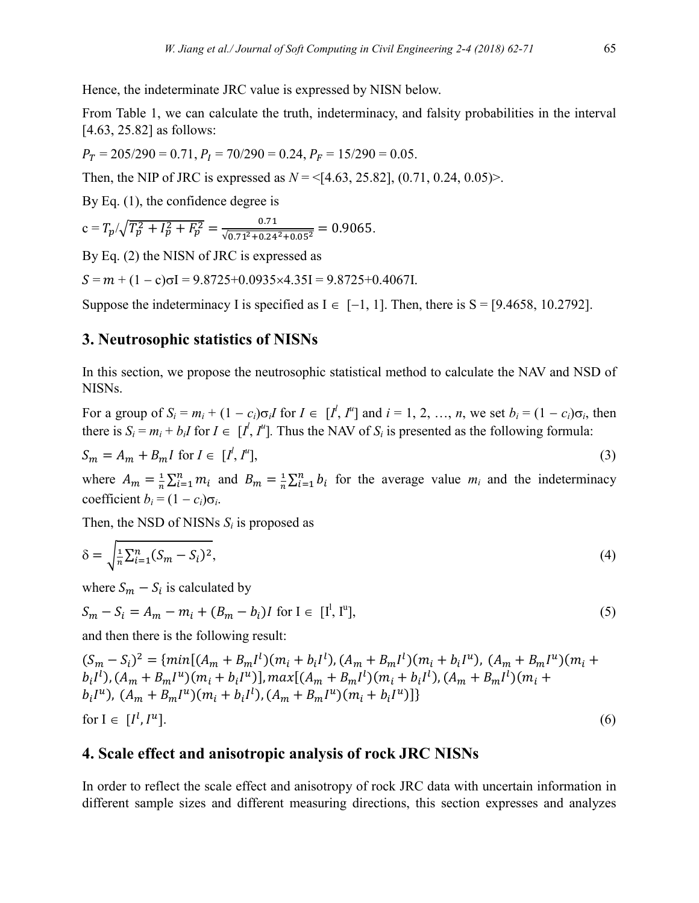Hence, the indeterminate JRC value is expressed by NISN below.

From Table 1, we can calculate the truth, indeterminacy, and falsity probabilities in the interval [4.63, 25.82] as follows:

$P_T$ = 205/290 = 0.71, $P_I$ = 70/290 = 0.24, $P_F$ = 15/290 = 0.05.

Then, the NIP of JRC is expressed as $N$ = <[4.63, 25.82], (0.71, 0.24, 0.05)>.

By Eq. (1), the confidence degree is

$$c = T_p/\sqrt{T_p^2 + I_p^2 + F_p^2} = \frac{0.71}{\sqrt{0.71^2+0.24^2+0.05^2}} = 0.9065.$$

By Eq. (2) the NISN of JRC is expressed as

$$S = m + (1 - c)\sigma I = 9.8725+0.0935\times 4.35I = 9.8725+0.4067I.$$

Suppose the indeterminacy I is specified as $I \in [-1, 1]$. Then, there is S = [9.4658, 10.2792].

## 3. Neutrosophic statistics of NISNs

In this section, we propose the neutrosophic statistical method to calculate the NAV and NSD of NISNs.

For a group of $S_i = m_i + (1 - c_i)\sigma_i I$ for $I \in [I^l, I^u]$ and $i$ = 1, 2, …, $n$, we set $b_i = (1 - c_i)\sigma_i$, then there is $S_i = m_i + b_i I$ for $I \in [I^l, I^u]$. Thus the NAV of $S_i$ is presented as the following formula:

$$S_m = A_m + B_m I \text{ for } I \in [I^l, I^u], \tag{3}$$

where $A_m = \frac{1}{n}\sum_{i=1}^{n} m_i$ and $B_m = \frac{1}{n}\sum_{i=1}^{n} b_i$ for the average value $m_i$ and the indeterminacy coefficient $b_i = (1 - c_i)\sigma_i$.

Then, the NSD of NISNs $S_i$ is proposed as

$$\delta = \sqrt{\frac{1}{n}\sum_{i=1}^{n}(S_m - S_i)^2}, \tag{4}$$

where $S_m - S_i$ is calculated by

$$S_m - S_i = A_m - m_i + (B_m - b_i)I \text{ for } I \in [I^l, I^u], \tag{5}$$

and then there is the following result:

$$(S_m - S_i)^2 = \{min[(A_m + B_m I^l)(m_i + b_i I^l), (A_m + B_m I^l)(m_i + b_i I^u), (A_m + B_m I^u)(m_i + b_i I^l), (A_m + B_m I^u)(m_i + b_i I^u)], max[(A_m + B_m I^l)(m_i + b_i I^l), (A_m + B_m I^l)(m_i + b_i I^u), (A_m + B_m I^u)(m_i + b_i I^l), (A_m + B_m I^u)(m_i + b_i I^u)]\}$$

$$\text{for } I \in [I^l, I^u]. \tag{6}$$

## 4. Scale effect and anisotropic analysis of rock JRC NISNs

In order to reflect the scale effect and anisotropy of rock JRC data with uncertain information in different sample sizes and different measuring directions, this section expresses and analyzes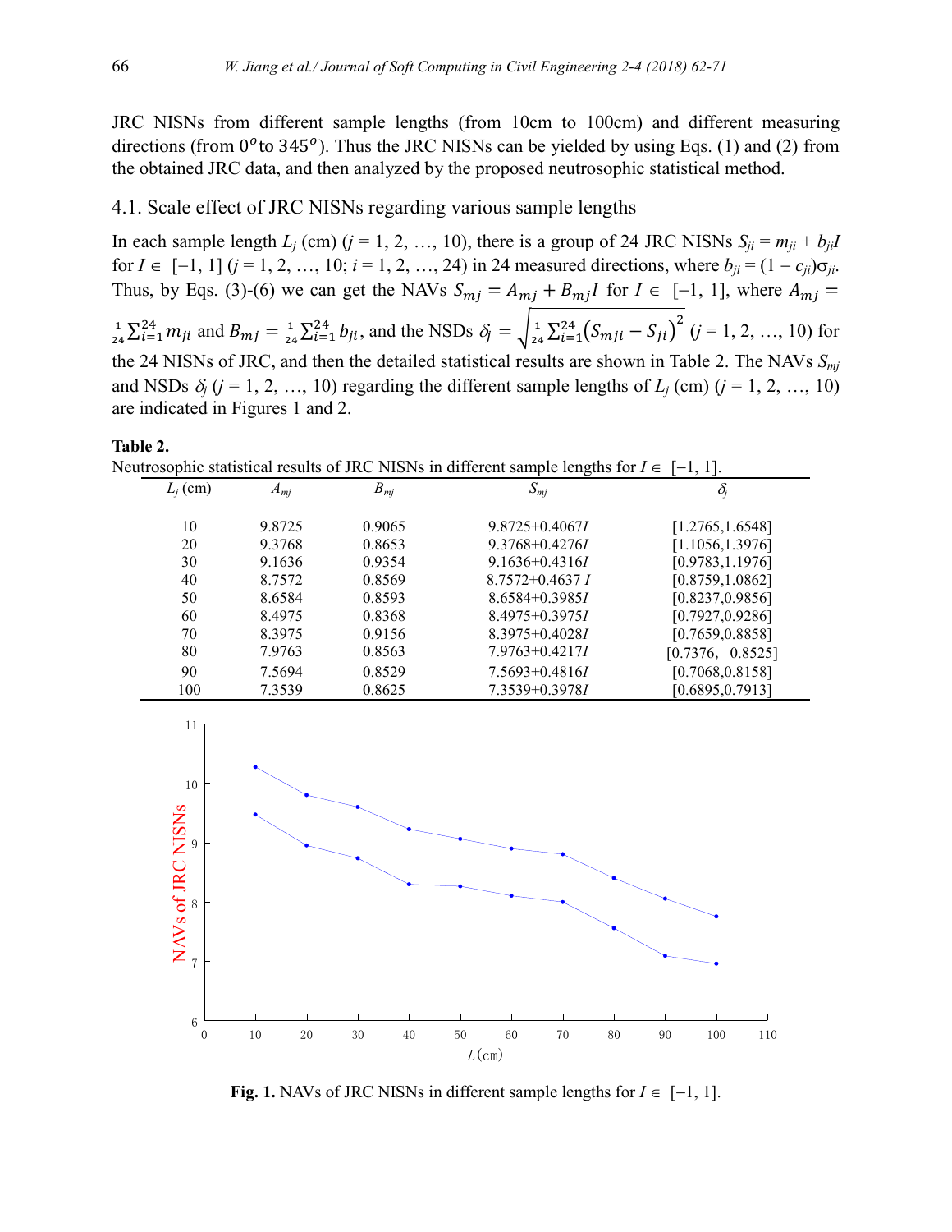JRC NISNs from different sample lengths (from 10cm to 100cm) and different measuring directions (from $0^o$ to $345^o$). Thus the JRC NISNs can be yielded by using Eqs. (1) and (2) from the obtained JRC data, and then analyzed by the proposed neutrosophic statistical method.

### 4.1. Scale effect of JRC NISNs regarding various sample lengths

In each sample length $L_j$ (cm) ($j$ = 1, 2, …, 10), there is a group of 24 JRC NISNs $S_{ji} = m_{ji} + b_{ji}I$ for $I \in [-1, 1]$ ($j$ = 1, 2, …, 10; $i$ = 1, 2, …, 24) in 24 measured directions, where $b_{ji} = (1 - c_{ji})\sigma_{ji}$. Thus, by Eqs. (3)-(6) we can get the NAVs $S_{mj} = A_{mj} + B_{mj}I$ for $I \in [-1, 1]$, where $A_{mj} = \frac{1}{24}\sum_{i=1}^{24} m_{ji}$ and $B_{mj} = \frac{1}{24}\sum_{i=1}^{24} b_{ji}$, and the NSDs $\delta_j = \sqrt{\frac{1}{24}\sum_{i=1}^{24}\left(S_{mji} - S_{ji}\right)^2}$ ($j$ = 1, 2, …, 10) for the 24 NISNs of JRC, and then the detailed statistical results are shown in Table 2. The NAVs $S_{mj}$ and NSDs $\delta_j$ ($j$ = 1, 2, …, 10) regarding the different sample lengths of $L_j$ (cm) ($j$ = 1, 2, …, 10) are indicated in Figures 1 and 2.

**Table 2.**
Neutrosophic statistical results of JRC NISNs in different sample lengths for $I \in [-1, 1]$.

| $L_j$ (cm) | $A_{mj}$ | $B_{mj}$ | $S_{mj}$ | $\delta_j$ |
|---|---|---|---|---|
| 10 | 9.8725 | 0.9065 | 9.8725+0.4067$I$ | [1.2765,1.6548] |
| 20 | 9.3768 | 0.8653 | 9.3768+0.4276$I$ | [1.1056,1.3976] |
| 30 | 9.1636 | 0.9354 | 9.1636+0.4316$I$ | [0.9783,1.1976] |
| 40 | 8.7572 | 0.8569 | 8.7572+0.4637 $I$ | [0.8759,1.0862] |
| 50 | 8.6584 | 0.8593 | 8.6584+0.3985$I$ | [0.8237,0.9856] |
| 60 | 8.4975 | 0.8368 | 8.4975+0.3975$I$ | [0.7927,0.9286] |
| 70 | 8.3975 | 0.9156 | 8.3975+0.4028$I$ | [0.7659,0.8858] |
| 80 | 7.9763 | 0.8563 | 7.9763+0.4217$I$ | [0.7376, 0.8525] |
| 90 | 7.5694 | 0.8529 | 7.5693+0.4816$I$ | [0.7068,0.8158] |
| 100 | 7.3539 | 0.8625 | 7.3539+0.3978$I$ | [0.6895,0.7913] |

**Fig. 1.** NAVs of JRC NISNs in different sample lengths for $I \in [-1, 1]$.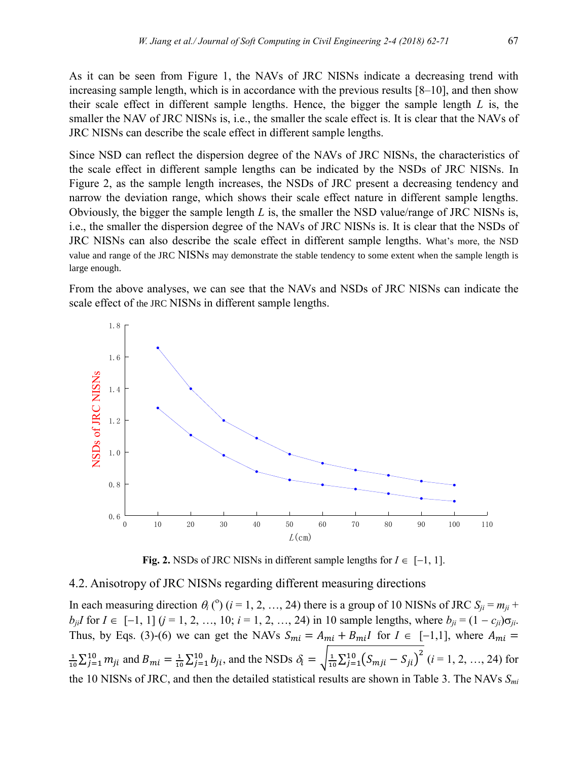As it can be seen from Figure 1, the NAVs of JRC NISNs indicate a decreasing trend with increasing sample length, which is in accordance with the previous results [8–10], and then show their scale effect in different sample lengths. Hence, the bigger the sample length $L$ is, the smaller the NAV of JRC NISNs is, i.e., the smaller the scale effect is. It is clear that the NAVs of JRC NISNs can describe the scale effect in different sample lengths.

Since NSD can reflect the dispersion degree of the NAVs of JRC NISNs, the characteristics of the scale effect in different sample lengths can be indicated by the NSDs of JRC NISNs. In Figure 2, as the sample length increases, the NSDs of JRC present a decreasing tendency and narrow the deviation range, which shows their scale effect nature in different sample lengths. Obviously, the bigger the sample length $L$ is, the smaller the NSD value/range of JRC NISNs is, i.e., the smaller the dispersion degree of the NAVs of JRC NISNs is. It is clear that the NSDs of JRC NISNs can also describe the scale effect in different sample lengths. What's more, the NSD value and range of the JRC NISNs may demonstrate the stable tendency to some extent when the sample length is large enough.

From the above analyses, we can see that the NAVs and NSDs of JRC NISNs can indicate the scale effect of the JRC NISNs in different sample lengths.

**Fig. 2.** NSDs of JRC NISNs in different sample lengths for $I \in [-1, 1]$.

## 4.2. Anisotropy of JRC NISNs regarding different measuring directions

In each measuring direction $\theta_i$ (°) ($i$ = 1, 2, …, 24) there is a group of 10 NISNs of JRC $S_{ji} = m_{ji} + b_{ji}I$ for $I \in [-1, 1]$ ($j$ = 1, 2, …, 10; $i$ = 1, 2, …, 24) in 10 sample lengths, where $b_{ji} = (1 - c_{ji})\sigma_{ji}$. Thus, by Eqs. (3)-(6) we can get the NAVs $S_{mi} = A_{mi} + B_{mi}I$ for $I \in [-1,1]$, where $A_{mi} = \frac{1}{10}\sum_{j=1}^{10} m_{ji}$ and $B_{mi} = \frac{1}{10}\sum_{j=1}^{10} b_{ji}$, and the NSDs $\delta_i = \sqrt{\frac{1}{10}\sum_{j=1}^{10}\left(S_{mji} - S_{ji}\right)^2}$ ($i$ = 1, 2, …, 24) for the 10 NISNs of JRC, and then the detailed statistical results are shown in Table 3. The NAVs $S_{mi}$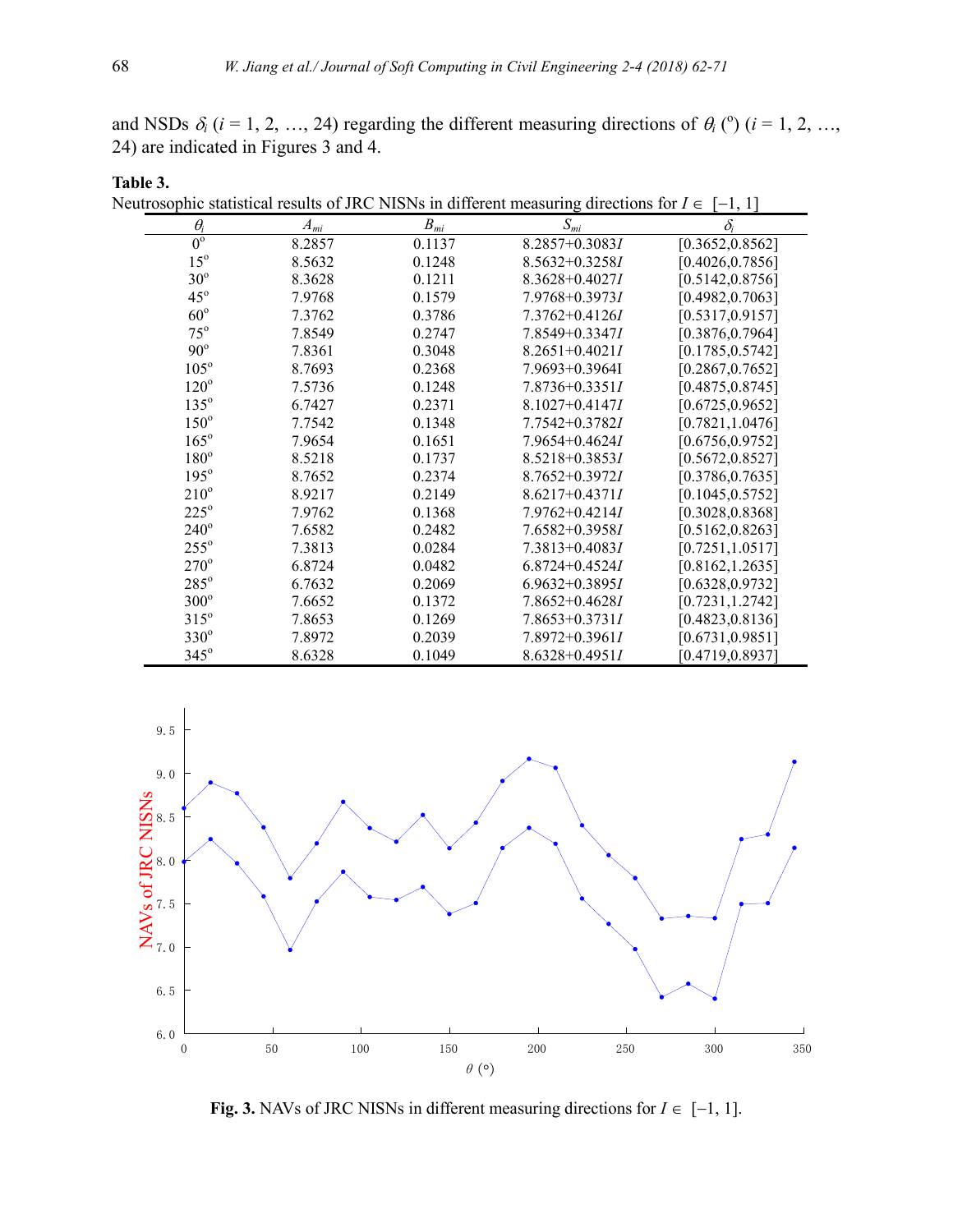and NSDs $\delta_i$ ($i$ = 1, 2, …, 24) regarding the different measuring directions of $\theta_i$ (°) ($i$ = 1, 2, …, 24) are indicated in Figures 3 and 4.

**Table 3.**
Neutrosophic statistical results of JRC NISNs in different measuring directions for $I \in [-1, 1]$

| $\theta_i$ | $A_{mi}$ | $B_{mi}$ | $S_{mi}$ | $\delta_i$ |
|---|---|---|---|---|
| 0° | 8.2857 | 0.1137 | 8.2857+0.3083$I$ | [0.3652,0.8562] |
| 15° | 8.5632 | 0.1248 | 8.5632+0.3258$I$ | [0.4026,0.7856] |
| 30° | 8.3628 | 0.1211 | 8.3628+0.4027$I$ | [0.5142,0.8756] |
| 45° | 7.9768 | 0.1579 | 7.9768+0.3973$I$ | [0.4982,0.7063] |
| 60° | 7.3762 | 0.3786 | 7.3762+0.4126$I$ | [0.5317,0.9157] |
| 75° | 7.8549 | 0.2747 | 7.8549+0.3347$I$ | [0.3876,0.7964] |
| 90° | 7.8361 | 0.3048 | 8.2651+0.4021$I$ | [0.1785,0.5742] |
| 105° | 8.7693 | 0.2368 | 7.9693+0.3964I | [0.2867,0.7652] |
| 120° | 7.5736 | 0.1248 | 7.8736+0.3351$I$ | [0.4875,0.8745] |
| 135° | 6.7427 | 0.2371 | 8.1027+0.4147$I$ | [0.6725,0.9652] |
| 150° | 7.7542 | 0.1348 | 7.7542+0.3782$I$ | [0.7821,1.0476] |
| 165° | 7.9654 | 0.1651 | 7.9654+0.4624$I$ | [0.6756,0.9752] |
| 180° | 8.5218 | 0.1737 | 8.5218+0.3853$I$ | [0.5672,0.8527] |
| 195° | 8.7652 | 0.2374 | 8.7652+0.3972$I$ | [0.3786,0.7635] |
| 210° | 8.9217 | 0.2149 | 8.6217+0.4371$I$ | [0.1045,0.5752] |
| 225° | 7.9762 | 0.1368 | 7.9762+0.4214$I$ | [0.3028,0.8368] |
| 240° | 7.6582 | 0.2482 | 7.6582+0.3958$I$ | [0.5162,0.8263] |
| 255° | 7.3813 | 0.0284 | 7.3813+0.4083$I$ | [0.7251,1.0517] |
| 270° | 6.8724 | 0.0482 | 6.8724+0.4524$I$ | [0.8162,1.2635] |
| 285° | 6.7632 | 0.2069 | 6.9632+0.3895$I$ | [0.6328,0.9732] |
| 300° | 7.6652 | 0.1372 | 7.8652+0.4628$I$ | [0.7231,1.2742] |
| 315° | 7.8653 | 0.1269 | 7.8653+0.3731$I$ | [0.4823,0.8136] |
| 330° | 7.8972 | 0.2039 | 7.8972+0.3961$I$ | [0.6731,0.9851] |
| 345° | 8.6328 | 0.1049 | 8.6328+0.4951$I$ | [0.4719,0.8937] |

**Fig. 3.** NAVs of JRC NISNs in different measuring directions for $I \in [-1, 1]$.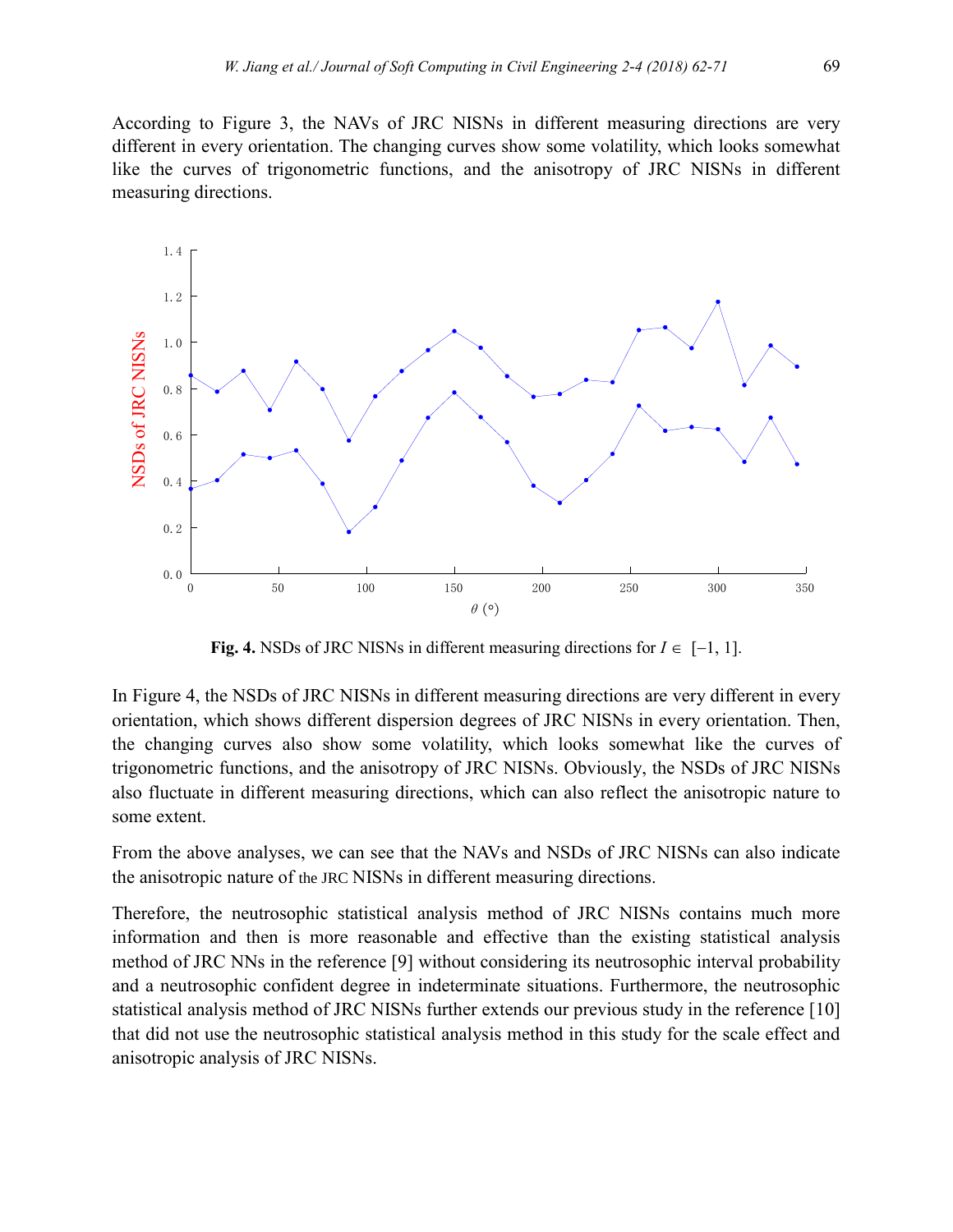According to Figure 3, the NAVs of JRC NISNs in different measuring directions are very different in every orientation. The changing curves show some volatility, which looks somewhat like the curves of trigonometric functions, and the anisotropy of JRC NISNs in different measuring directions.

**Fig. 4.** NSDs of JRC NISNs in different measuring directions for $I \in [-1, 1]$.

In Figure 4, the NSDs of JRC NISNs in different measuring directions are very different in every orientation, which shows different dispersion degrees of JRC NISNs in every orientation. Then, the changing curves also show some volatility, which looks somewhat like the curves of trigonometric functions, and the anisotropy of JRC NISNs. Obviously, the NSDs of JRC NISNs also fluctuate in different measuring directions, which can also reflect the anisotropic nature to some extent.

From the above analyses, we can see that the NAVs and NSDs of JRC NISNs can also indicate the anisotropic nature of the JRC NISNs in different measuring directions.

Therefore, the neutrosophic statistical analysis method of JRC NISNs contains much more information and then is more reasonable and effective than the existing statistical analysis method of JRC NNs in the reference [9] without considering its neutrosophic interval probability and a neutrosophic confident degree in indeterminate situations. Furthermore, the neutrosophic statistical analysis method of JRC NISNs further extends our previous study in the reference [10] that did not use the neutrosophic statistical analysis method in this study for the scale effect and anisotropic analysis of JRC NISNs.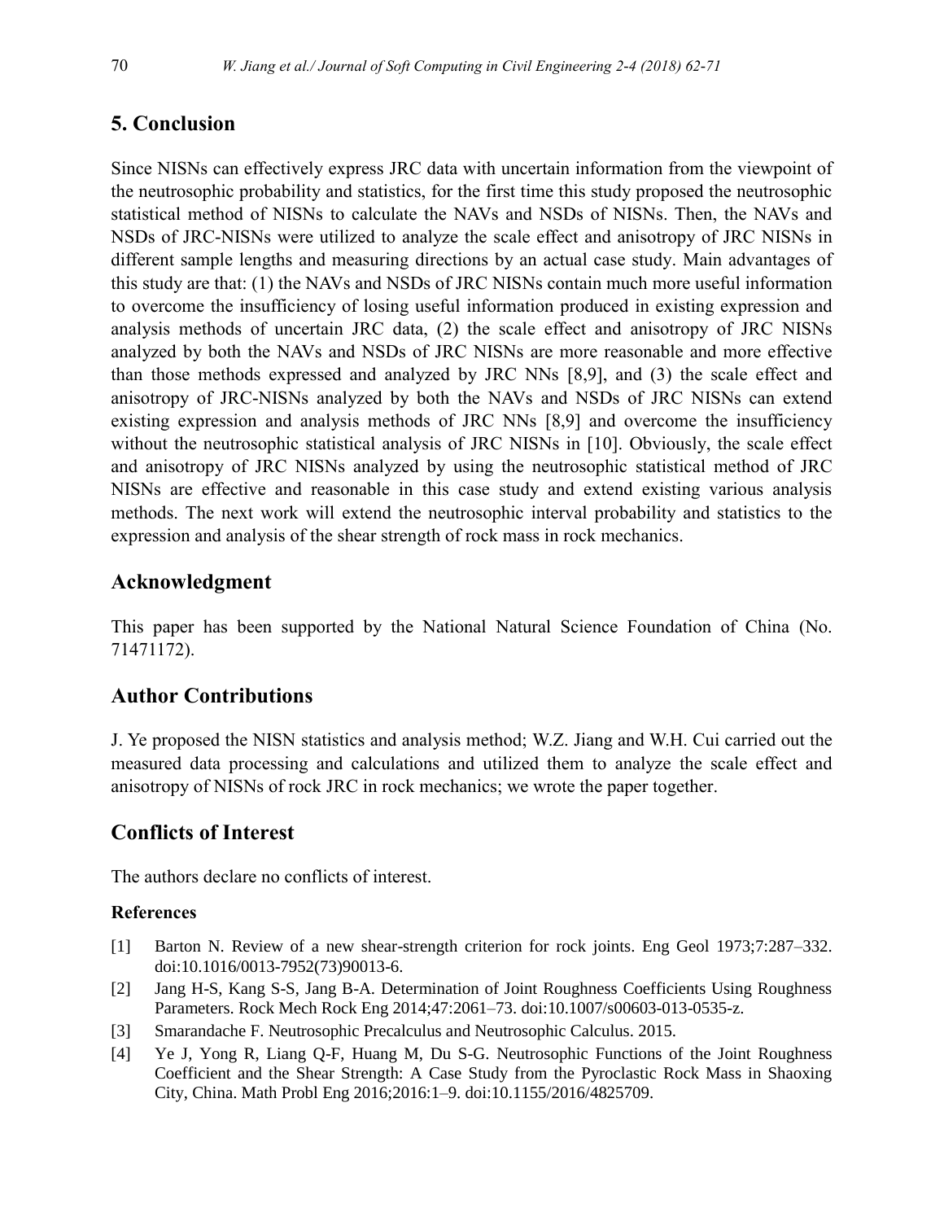## 5. Conclusion

Since NISNs can effectively express JRC data with uncertain information from the viewpoint of the neutrosophic probability and statistics, for the first time this study proposed the neutrosophic statistical method of NISNs to calculate the NAVs and NSDs of NISNs. Then, the NAVs and NSDs of JRC-NISNs were utilized to analyze the scale effect and anisotropy of JRC NISNs in different sample lengths and measuring directions by an actual case study. Main advantages of this study are that: (1) the NAVs and NSDs of JRC NISNs contain much more useful information to overcome the insufficiency of losing useful information produced in existing expression and analysis methods of uncertain JRC data, (2) the scale effect and anisotropy of JRC NISNs analyzed by both the NAVs and NSDs of JRC NISNs are more reasonable and more effective than those methods expressed and analyzed by JRC NNs [8,9], and (3) the scale effect and anisotropy of JRC-NISNs analyzed by both the NAVs and NSDs of JRC NISNs can extend existing expression and analysis methods of JRC NNs [8,9] and overcome the insufficiency without the neutrosophic statistical analysis of JRC NISNs in [10]. Obviously, the scale effect and anisotropy of JRC NISNs analyzed by using the neutrosophic statistical method of JRC NISNs are effective and reasonable in this case study and extend existing various analysis methods. The next work will extend the neutrosophic interval probability and statistics to the expression and analysis of the shear strength of rock mass in rock mechanics.

## Acknowledgment

This paper has been supported by the National Natural Science Foundation of China (No. 71471172).

## Author Contributions

J. Ye proposed the NISN statistics and analysis method; W.Z. Jiang and W.H. Cui carried out the measured data processing and calculations and utilized them to analyze the scale effect and anisotropy of NISNs of rock JRC in rock mechanics; we wrote the paper together.

## Conflicts of Interest

The authors declare no conflicts of interest.

### References

[1] Barton N. Review of a new shear-strength criterion for rock joints. Eng Geol 1973;7:287–332. doi:10.1016/0013-7952(73)90013-6.

[2] Jang H-S, Kang S-S, Jang B-A. Determination of Joint Roughness Coefficients Using Roughness Parameters. Rock Mech Rock Eng 2014;47:2061–73. doi:10.1007/s00603-013-0535-z.

[3] Smarandache F. Neutrosophic Precalculus and Neutrosophic Calculus. 2015.

[4] Ye J, Yong R, Liang Q-F, Huang M, Du S-G. Neutrosophic Functions of the Joint Roughness Coefficient and the Shear Strength: A Case Study from the Pyroclastic Rock Mass in Shaoxing City, China. Math Probl Eng 2016;2016:1–9. doi:10.1155/2016/4825709.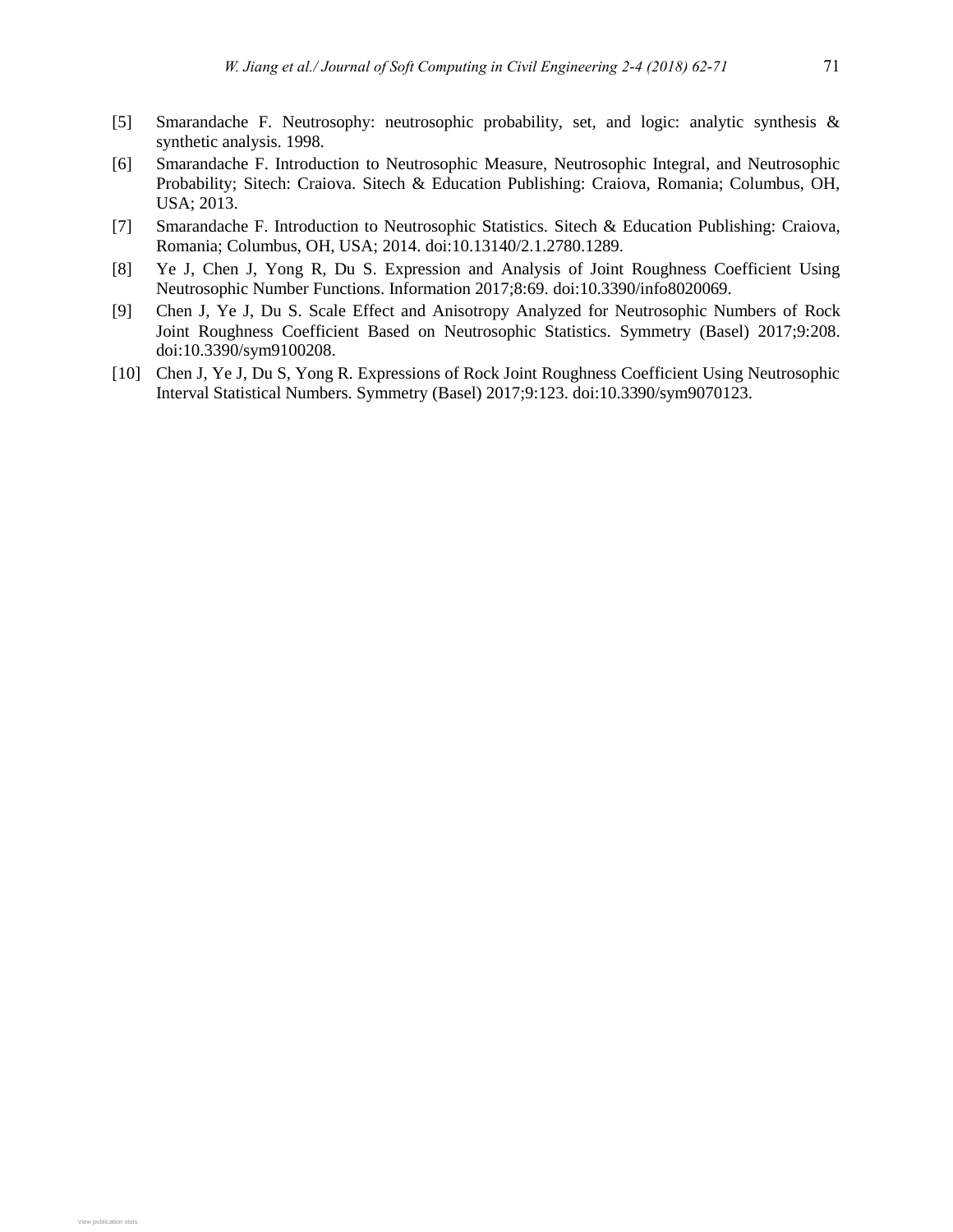[5] Smarandache F. Neutrosophy: neutrosophic probability, set, and logic: analytic synthesis & synthetic analysis. 1998.

[6] Smarandache F. Introduction to Neutrosophic Measure, Neutrosophic Integral, and Neutrosophic Probability; Sitech: Craiova. Sitech & Education Publishing: Craiova, Romania; Columbus, OH, USA; 2013.

[7] Smarandache F. Introduction to Neutrosophic Statistics. Sitech & Education Publishing: Craiova, Romania; Columbus, OH, USA; 2014. doi:10.13140/2.1.2780.1289.

[8] Ye J, Chen J, Yong R, Du S. Expression and Analysis of Joint Roughness Coefficient Using Neutrosophic Number Functions. Information 2017;8:69. doi:10.3390/info8020069.

[9] Chen J, Ye J, Du S. Scale Effect and Anisotropy Analyzed for Neutrosophic Numbers of Rock Joint Roughness Coefficient Based on Neutrosophic Statistics. Symmetry (Basel) 2017;9:208. doi:10.3390/sym9100208.

[10] Chen J, Ye J, Du S, Yong R. Expressions of Rock Joint Roughness Coefficient Using Neutrosophic Interval Statistical Numbers. Symmetry (Basel) 2017;9:123. doi:10.3390/sym9070123.